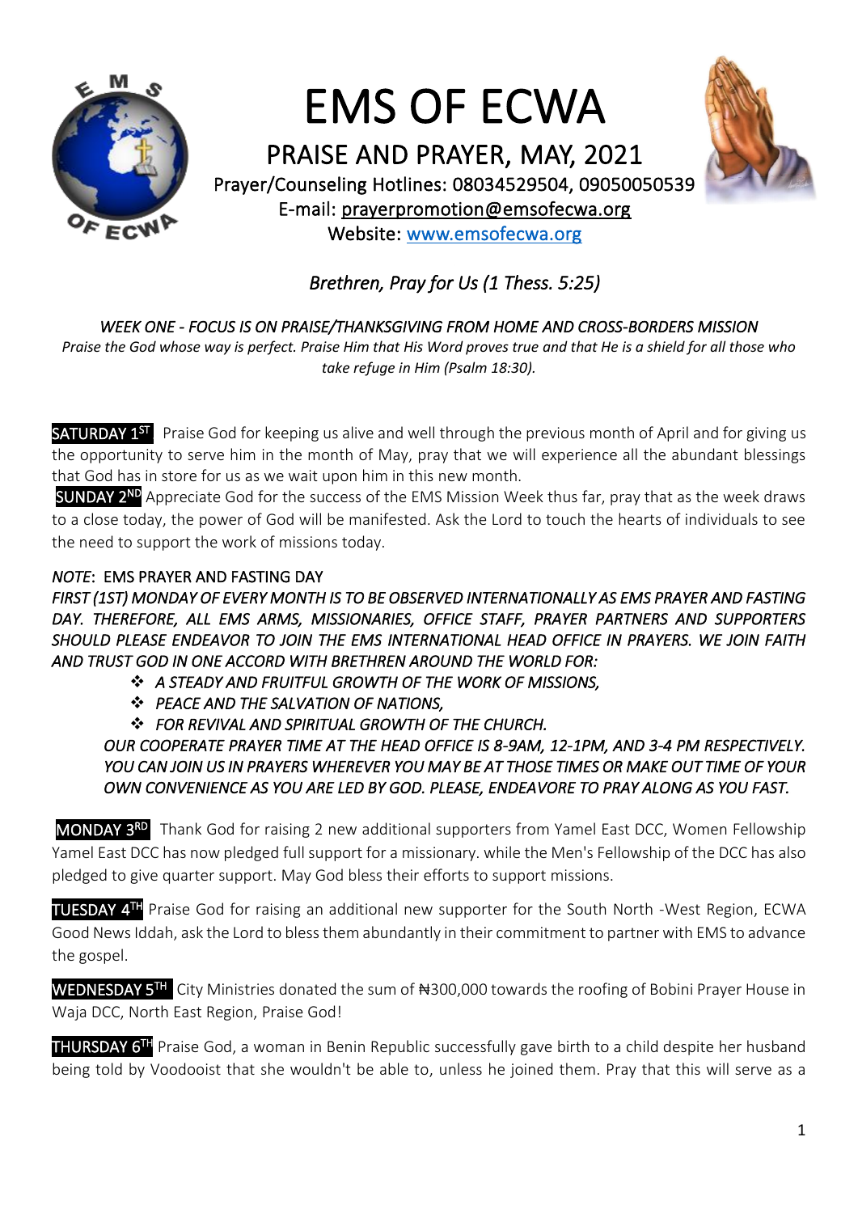# EMS OF ECWA

## PRAISE AND PRAYER, MAY, 2021

Prayer/Counseling Hotlines: 08034529504, 09050050539

E-mail: prayerpromotion@emsofecwa.org

Website: www.emsofecwa.org

*Brethren, Pray for Us (1 Thess. 5:25)*

*WEEK ONE - FOCUS IS ON PRAISE/THANKSGIVING FROM HOME AND CROSS-BORDERS MISSION*

*Praise the God whose way is perfect. Praise Him that His Word proves true and that He is a shield for all those who take refuge in Him (Psalm 18:30).*

**SATURDAY 1ST** Praise God for keeping us alive and well through the previous month of April and for giving us the opportunity to serve him in the month of May, pray that we will experience all the abundant blessings that God has in store for us as we wait upon him in this new month.

**SUNDAY 2ND** Appreciate God for the success of the EMS Mission Week thus far, pray that as the week draws to a close today, the power of God will be manifested. Ask the Lord to touch the hearts of individuals to see the need to support the work of missions today.

*NOTE*: EMS PRAYER AND FASTING DAY

*FIRST (1ST) MONDAY OF EVERY MONTH IS TO BE OBSERVED INTERNATIONALLY AS EMS PRAYER AND FASTING DAY. THEREFORE, ALL EMS ARMS, MISSIONARIES, OFFICE STAFF, PRAYER PARTNERS AND SUPPORTERS SHOULD PLEASE ENDEAVOR TO JOIN THE EMS INTERNATIONAL HEAD OFFICE IN PRAYERS. WE JOIN FAITH AND TRUST GOD IN ONE ACCORD WITH BRETHREN AROUND THE WORLD FOR:*

- *A STEADY AND FRUITFUL GROWTH OF THE WORK OF MISSIONS,*
- *PEACE AND THE SALVATION OF NATIONS,*
- *FOR REVIVAL AND SPIRITUAL GROWTH OF THE CHURCH.*

*OUR COOPERATE PRAYER TIME AT THE HEAD OFFICE IS 8-9AM, 12-1PM, AND 3-4 PM RESPECTIVELY. YOU CAN JOIN US IN PRAYERS WHEREVER YOU MAY BE AT THOSE TIMES OR MAKE OUT TIME OF YOUR OWN CONVENIENCE AS YOU ARE LED BY GOD. PLEASE, ENDEAVORE TO PRAY ALONG AS YOU FAST.*

**MONDAY 3RD** Thank God for raising 2 new additional supporters from Yamel East DCC, Women Fellowship Yamel East DCC has now pledged full support for a missionary. while the Men's Fellowship of the DCC has also pledged to give quarter support. May God bless their efforts to support missions.

**TUESDAY 4TH** Praise God for raising an additional new supporter for the South North -West Region, ECWA Good News Iddah, ask the Lord to bless them abundantly in their commitment to partner with EMS to advance the gospel.

**WEDNESDAY 5TH** City Ministries donated the sum of ₦300,000 towards the roofing of Bobini Prayer House in Waja DCC, North East Region, Praise God!

**THURSDAY 6TH** Praise God, a woman in Benin Republic successfully gave birth to a child despite her husband being told by Voodooist that she wouldn't be able to, unless he joined them. Pray that this will serve as a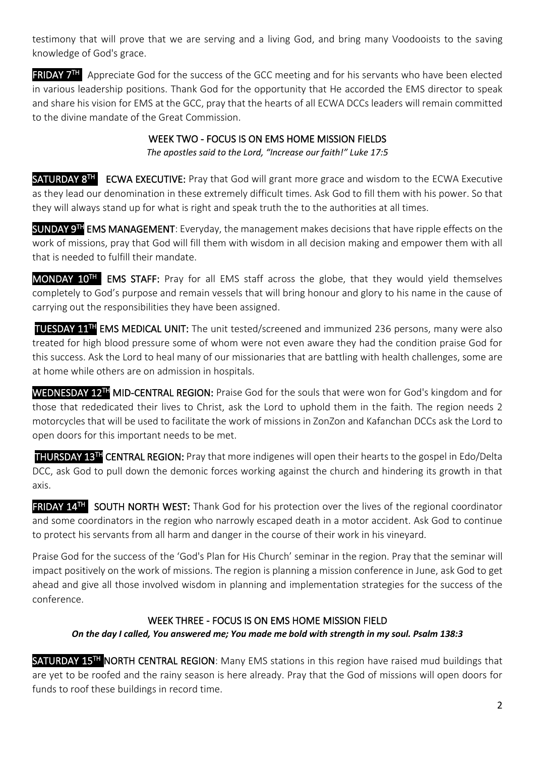testimony that will prove that we are serving and a living God, and bring many Voodooists to the saving knowledge of God's grace.

**FRIDAY 7TH** Appreciate God for the success of the GCC meeting and for his servants who have been elected in various leadership positions. Thank God for the opportunity that He accorded the EMS director to speak and share his vision for EMS at the GCC, pray that the hearts of all ECWA DCCs leaders will remain committed to the divine mandate of the Great Commission.

## WEEK TWO - FOCUS IS ON EMS HOME MISSION FIELDS

*The apostles said to the Lord, "Increase our faith!" Luke 17:5*

**SATURDAY 8TH** **ECWA EXECUTIVE:** Pray that God will grant more grace and wisdom to the ECWA Executive as they lead our denomination in these extremely difficult times. Ask God to fill them with his power. So that they will always stand up for what is right and speak truth the to the authorities at all times.

**SUNDAY 9TH** **EMS MANAGEMENT**: Everyday, the management makes decisions that have ripple effects on the work of missions, pray that God will fill them with wisdom in all decision making and empower them with all that is needed to fulfill their mandate.

**MONDAY 10TH** **EMS STAFF:** Pray for all EMS staff across the globe, that they would yield themselves completely to God's purpose and remain vessels that will bring honour and glory to his name in the cause of carrying out the responsibilities they have been assigned.

**TUESDAY 11TH** **EMS MEDICAL UNIT:** The unit tested/screened and immunized 236 persons, many were also treated for high blood pressure some of whom were not even aware they had the condition praise God for this success. Ask the Lord to heal many of our missionaries that are battling with health challenges, some are at home while others are on admission in hospitals.

**WEDNESDAY 12TH** **MID-CENTRAL REGION:** Praise God for the souls that were won for God's kingdom and for those that rededicated their lives to Christ, ask the Lord to uphold them in the faith. The region needs 2 motorcycles that will be used to facilitate the work of missions in ZonZon and Kafanchan DCCs ask the Lord to open doors for this important needs to be met.

**THURSDAY 13TH** **CENTRAL REGION:** Pray that more indigenes will open their hearts to the gospel in Edo/Delta DCC, ask God to pull down the demonic forces working against the church and hindering its growth in that axis.

**FRIDAY 14TH** **SOUTH NORTH WEST:** Thank God for his protection over the lives of the regional coordinator and some coordinators in the region who narrowly escaped death in a motor accident. Ask God to continue to protect his servants from all harm and danger in the course of their work in his vineyard.

Praise God for the success of the 'God's Plan for His Church' seminar in the region. Pray that the seminar will impact positively on the work of missions. The region is planning a mission conference in June, ask God to get ahead and give all those involved wisdom in planning and implementation strategies for the success of the conference.

## WEEK THREE - FOCUS IS ON EMS HOME MISSION FIELD

***On the day I called, You answered me; You made me bold with strength in my soul. Psalm 138:3***

**SATURDAY 15TH** **NORTH CENTRAL REGION**: Many EMS stations in this region have raised mud buildings that are yet to be roofed and the rainy season is here already. Pray that the God of missions will open doors for funds to roof these buildings in record time.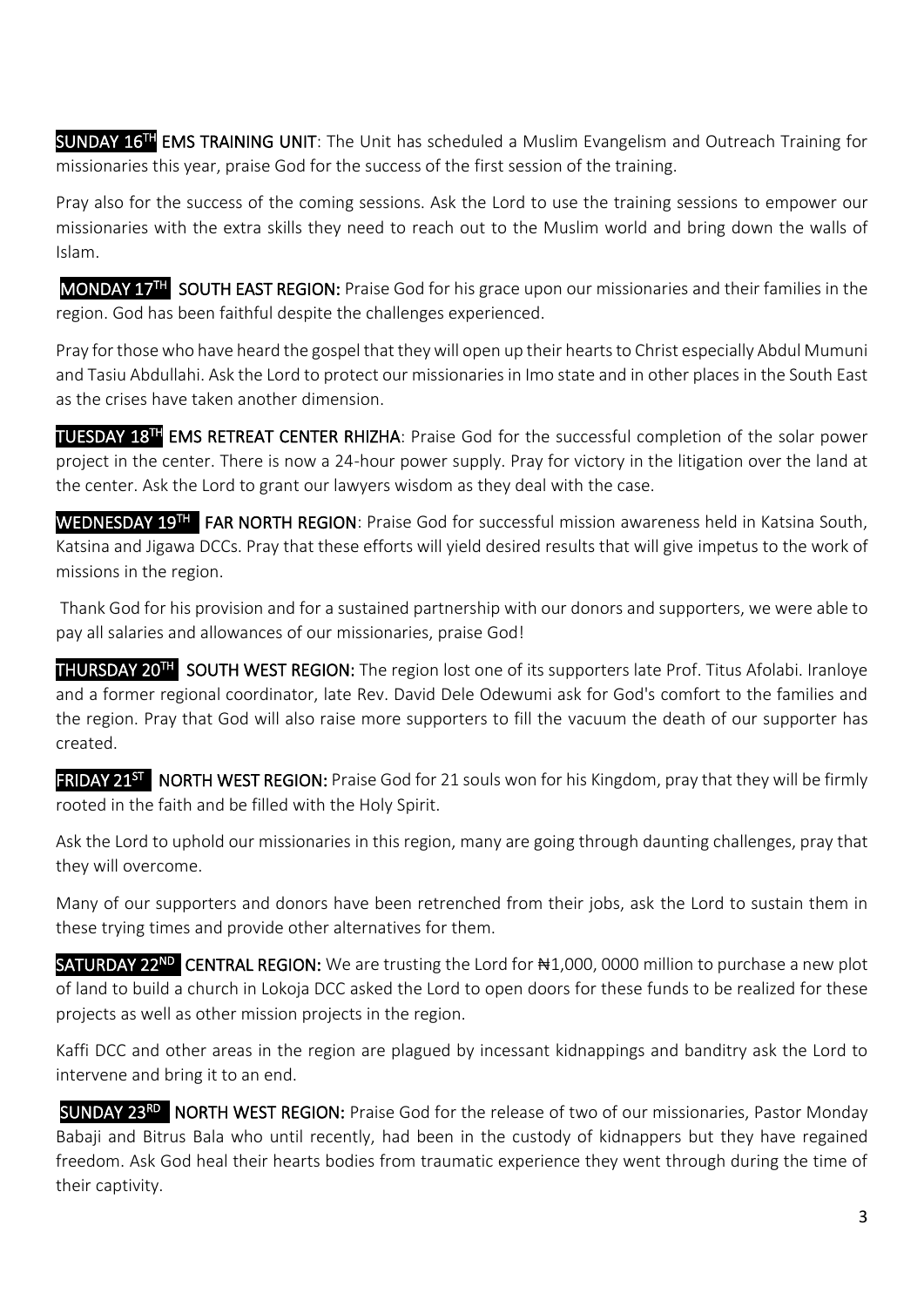**SUNDAY 16TH EMS TRAINING UNIT**: The Unit has scheduled a Muslim Evangelism and Outreach Training for missionaries this year, praise God for the success of the first session of the training.

Pray also for the success of the coming sessions. Ask the Lord to use the training sessions to empower our missionaries with the extra skills they need to reach out to the Muslim world and bring down the walls of Islam.

**MONDAY 17TH SOUTH EAST REGION:** Praise God for his grace upon our missionaries and their families in the region. God has been faithful despite the challenges experienced.

Pray for those who have heard the gospel that they will open up their hearts to Christ especially Abdul Mumuni and Tasiu Abdullahi. Ask the Lord to protect our missionaries in Imo state and in other places in the South East as the crises have taken another dimension.

**TUESDAY 18TH EMS RETREAT CENTER RHIZHA**: Praise God for the successful completion of the solar power project in the center. There is now a 24-hour power supply. Pray for victory in the litigation over the land at the center. Ask the Lord to grant our lawyers wisdom as they deal with the case.

**WEDNESDAY 19TH FAR NORTH REGION**: Praise God for successful mission awareness held in Katsina South, Katsina and Jigawa DCCs. Pray that these efforts will yield desired results that will give impetus to the work of missions in the region.

Thank God for his provision and for a sustained partnership with our donors and supporters, we were able to pay all salaries and allowances of our missionaries, praise God!

**THURSDAY 20TH SOUTH WEST REGION:** The region lost one of its supporters late Prof. Titus Afolabi. Iranloye and a former regional coordinator, late Rev. David Dele Odewumi ask for God's comfort to the families and the region. Pray that God will also raise more supporters to fill the vacuum the death of our supporter has created.

**FRIDAY 21ST NORTH WEST REGION:** Praise God for 21 souls won for his Kingdom, pray that they will be firmly rooted in the faith and be filled with the Holy Spirit.

Ask the Lord to uphold our missionaries in this region, many are going through daunting challenges, pray that they will overcome.

Many of our supporters and donors have been retrenched from their jobs, ask the Lord to sustain them in these trying times and provide other alternatives for them.

**SATURDAY 22ND CENTRAL REGION:** We are trusting the Lord for ₦1,000, 0000 million to purchase a new plot of land to build a church in Lokoja DCC asked the Lord to open doors for these funds to be realized for these projects as well as other mission projects in the region.

Kaffi DCC and other areas in the region are plagued by incessant kidnappings and banditry ask the Lord to intervene and bring it to an end.

**SUNDAY 23RD NORTH WEST REGION:** Praise God for the release of two of our missionaries, Pastor Monday Babaji and Bitrus Bala who until recently, had been in the custody of kidnappers but they have regained freedom. Ask God heal their hearts bodies from traumatic experience they went through during the time of their captivity.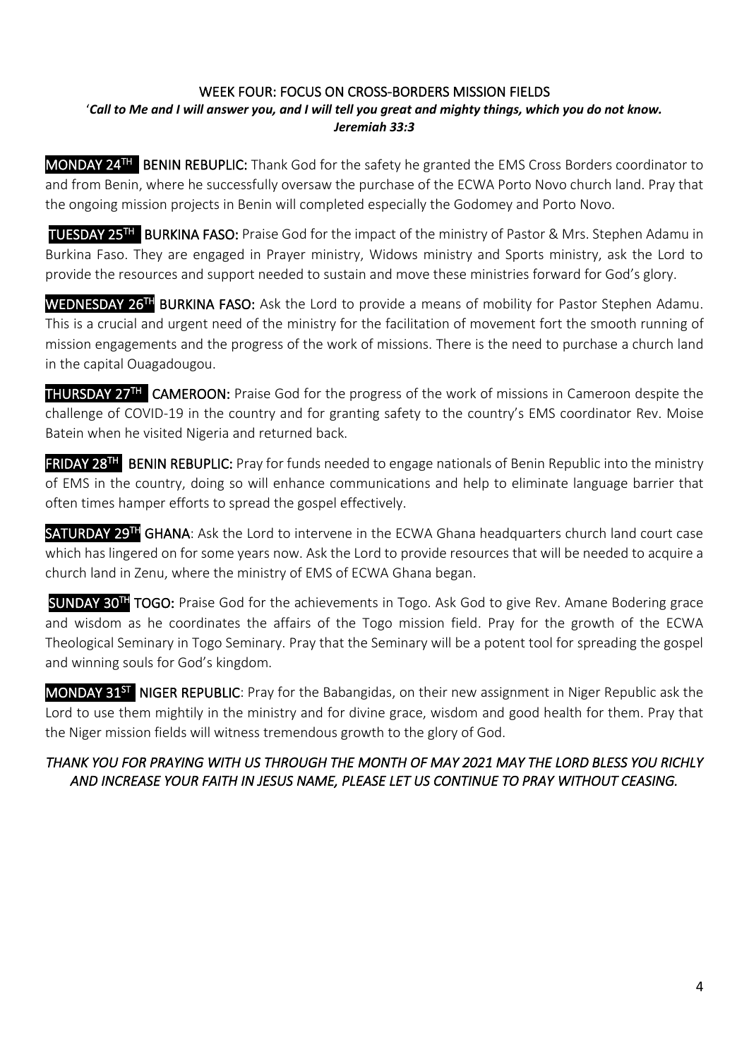## WEEK FOUR: FOCUS ON CROSS-BORDERS MISSION FIELDS

'*Call to Me and I will answer you, and I will tell you great and mighty things, which you do not know. Jeremiah 33:3*

**MONDAY 24TH BENIN REBUPLIC:** Thank God for the safety he granted the EMS Cross Borders coordinator to and from Benin, where he successfully oversaw the purchase of the ECWA Porto Novo church land. Pray that the ongoing mission projects in Benin will completed especially the Godomey and Porto Novo.

**TUESDAY 25TH BURKINA FASO:** Praise God for the impact of the ministry of Pastor & Mrs. Stephen Adamu in Burkina Faso. They are engaged in Prayer ministry, Widows ministry and Sports ministry, ask the Lord to provide the resources and support needed to sustain and move these ministries forward for God's glory.

**WEDNESDAY 26TH BURKINA FASO:** Ask the Lord to provide a means of mobility for Pastor Stephen Adamu. This is a crucial and urgent need of the ministry for the facilitation of movement fort the smooth running of mission engagements and the progress of the work of missions. There is the need to purchase a church land in the capital Ouagadougou.

**THURSDAY 27TH CAMEROON:** Praise God for the progress of the work of missions in Cameroon despite the challenge of COVID-19 in the country and for granting safety to the country's EMS coordinator Rev. Moise Batein when he visited Nigeria and returned back.

**FRIDAY 28TH BENIN REBUPLIC:** Pray for funds needed to engage nationals of Benin Republic into the ministry of EMS in the country, doing so will enhance communications and help to eliminate language barrier that often times hamper efforts to spread the gospel effectively.

**SATURDAY 29TH GHANA**: Ask the Lord to intervene in the ECWA Ghana headquarters church land court case which has lingered on for some years now. Ask the Lord to provide resources that will be needed to acquire a church land in Zenu, where the ministry of EMS of ECWA Ghana began.

**SUNDAY 30TH TOGO:** Praise God for the achievements in Togo. Ask God to give Rev. Amane Bodering grace and wisdom as he coordinates the affairs of the Togo mission field. Pray for the growth of the ECWA Theological Seminary in Togo Seminary. Pray that the Seminary will be a potent tool for spreading the gospel and winning souls for God's kingdom.

**MONDAY 31ST NIGER REPUBLIC**: Pray for the Babangidas, on their new assignment in Niger Republic ask the Lord to use them mightily in the ministry and for divine grace, wisdom and good health for them. Pray that the Niger mission fields will witness tremendous growth to the glory of God.

*THANK YOU FOR PRAYING WITH US THROUGH THE MONTH OF MAY 2021 MAY THE LORD BLESS YOU RICHLY AND INCREASE YOUR FAITH IN JESUS NAME, PLEASE LET US CONTINUE TO PRAY WITHOUT CEASING.*